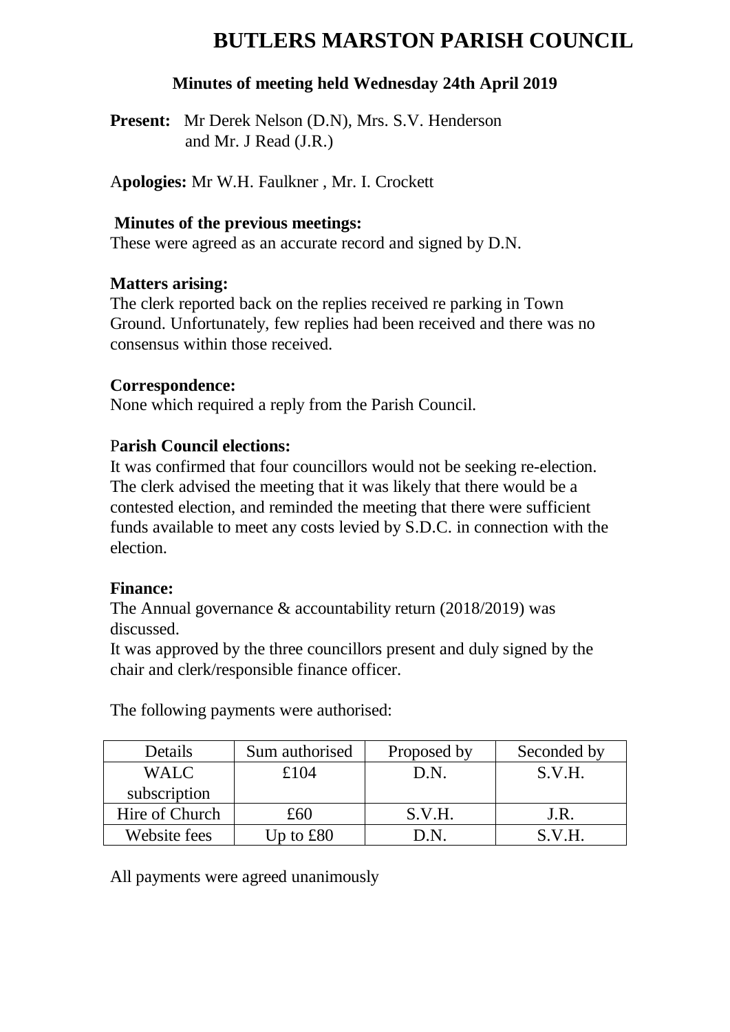# BUTLERS MARSTON PARISH COUNCIL

**Minutes of meeting held Wednesday 24th April 2019**

**Present:** Mr Derek Nelson (D.N), Mrs. S.V. Henderson and Mr. J Read (J.R.)

A**pologies:** Mr W.H. Faulkner , Mr. I. Crockett

**Minutes of the previous meetings:**
These were agreed as an accurate record and signed by D.N.

**Matters arising:**
The clerk reported back on the replies received re parking in Town Ground. Unfortunately, few replies had been received and there was no consensus within those received.

**Correspondence:**
None which required a reply from the Parish Council.

P**arish Council elections:**
It was confirmed that four councillors would not be seeking re-election. The clerk advised the meeting that it was likely that there would be a contested election, and reminded the meeting that there were sufficient funds available to meet any costs levied by S.D.C. in connection with the election.

**Finance:**
The Annual governance & accountability return (2018/2019) was discussed.
It was approved by the three councillors present and duly signed by the chair and clerk/responsible finance officer.

The following payments were authorised:

| Details | Sum authorised | Proposed by | Seconded by |
|---|---|---|---|
| WALC subscription | £104 | D.N. | S.V.H. |
| Hire of Church | £60 | S.V.H. | J.R. |
| Website fees | Up to £80 | D.N. | S.V.H. |

All payments were agreed unanimously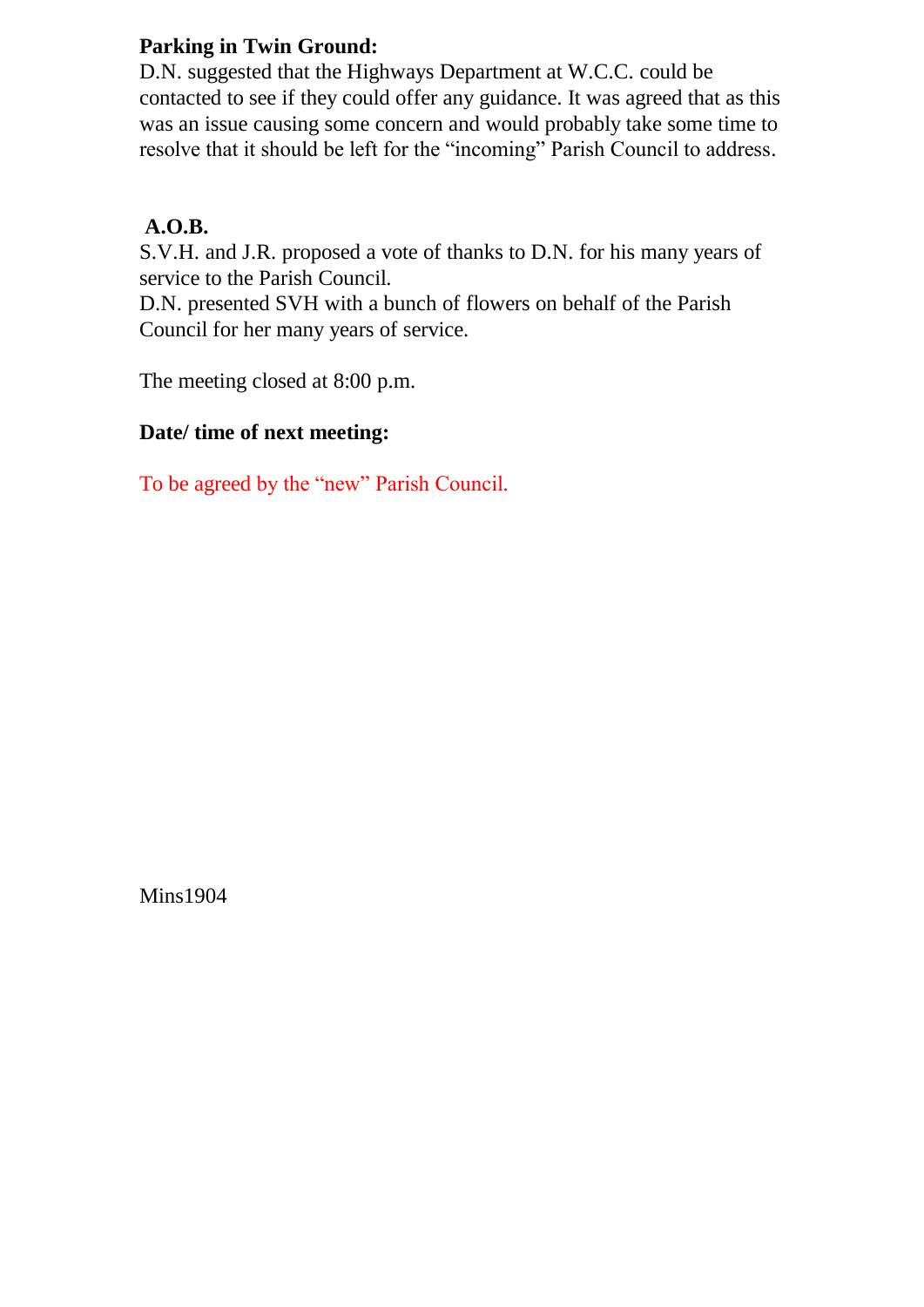**Parking in Twin Ground:**

D.N. suggested that the Highways Department at W.C.C. could be contacted to see if they could offer any guidance. It was agreed that as this was an issue causing some concern and would probably take some time to resolve that it should be left for the "incoming" Parish Council to address.

**A.O.B.**

S.V.H. and J.R. proposed a vote of thanks to D.N. for his many years of service to the Parish Council.

D.N. presented SVH with a bunch of flowers on behalf of the Parish Council for her many years of service.

The meeting closed at 8:00 p.m.

**Date/ time of next meeting:**

To be agreed by the "new" Parish Council.

Mins1904